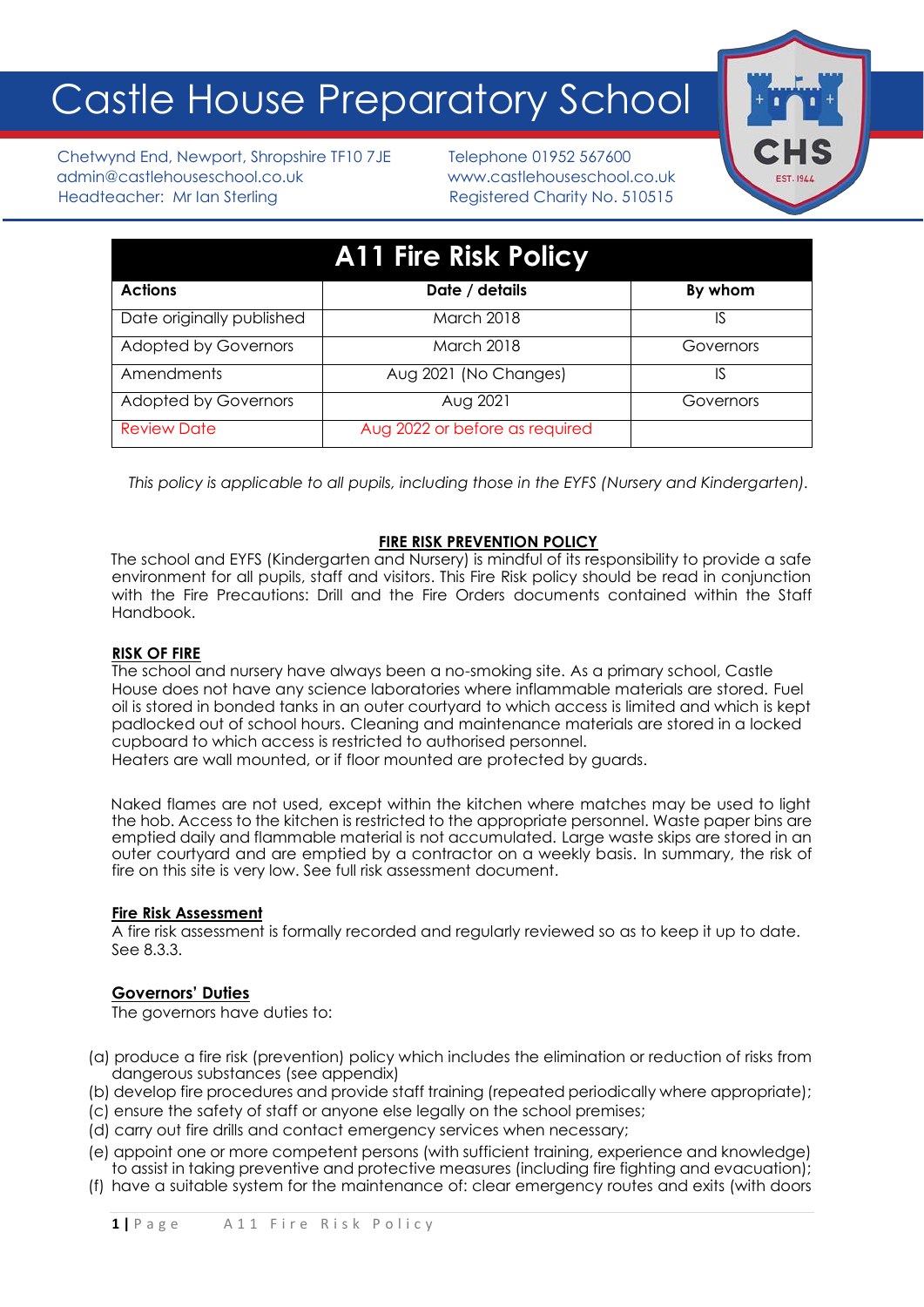# Castle House Preparatory School

Chetwynd End, Newport, Shropshire TF10 7JE
admin@castlehouseschool.co.uk
Headteacher: Mr Ian Sterling

Telephone 01952 567600
www.castlehouseschool.co.uk
Registered Charity No. 510515

## A11 Fire Risk Policy

| Actions | Date / details | By whom |
|---|---|---|
| Date originally published | March 2018 | IS |
| Adopted by Governors | March 2018 | Governors |
| Amendments | Aug 2021 (No Changes) | IS |
| Adopted by Governors | Aug 2021 | Governors |
| Review Date | Aug 2022 or before as required | |

*This policy is applicable to all pupils, including those in the EYFS (Nursery and Kindergarten).*

### FIRE RISK PREVENTION POLICY

The school and EYFS (Kindergarten and Nursery) is mindful of its responsibility to provide a safe environment for all pupils, staff and visitors. This Fire Risk policy should be read in conjunction with the Fire Precautions: Drill and the Fire Orders documents contained within the Staff Handbook.

### RISK OF FIRE

The school and nursery have always been a no-smoking site. As a primary school, Castle House does not have any science laboratories where inflammable materials are stored. Fuel oil is stored in bonded tanks in an outer courtyard to which access is limited and which is kept padlocked out of school hours. Cleaning and maintenance materials are stored in a locked cupboard to which access is restricted to authorised personnel.
Heaters are wall mounted, or if floor mounted are protected by guards.

Naked flames are not used, except within the kitchen where matches may be used to light the hob. Access to the kitchen is restricted to the appropriate personnel. Waste paper bins are emptied daily and flammable material is not accumulated. Large waste skips are stored in an outer courtyard and are emptied by a contractor on a weekly basis. In summary, the risk of fire on this site is very low. See full risk assessment document.

### Fire Risk Assessment

A fire risk assessment is formally recorded and regularly reviewed so as to keep it up to date. See 8.3.3.

### Governors' Duties

The governors have duties to:

(a) produce a fire risk (prevention) policy which includes the elimination or reduction of risks from dangerous substances (see appendix)
(b) develop fire procedures and provide staff training (repeated periodically where appropriate);
(c) ensure the safety of staff or anyone else legally on the school premises;
(d) carry out fire drills and contact emergency services when necessary;
(e) appoint one or more competent persons (with sufficient training, experience and knowledge) to assist in taking preventive and protective measures (including fire fighting and evacuation);
(f) have a suitable system for the maintenance of: clear emergency routes and exits (with doors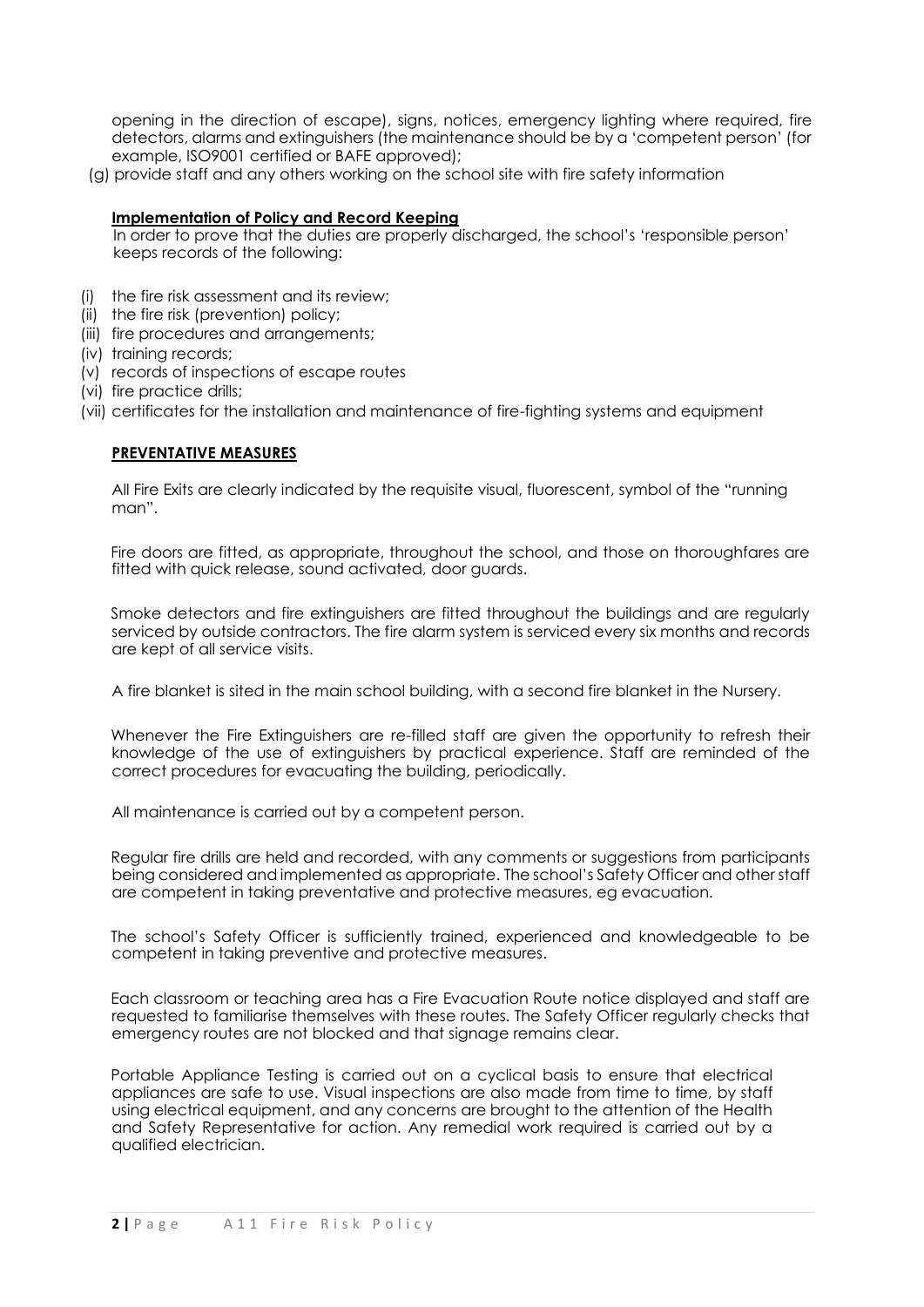opening in the direction of escape), signs, notices, emergency lighting where required, fire detectors, alarms and extinguishers (the maintenance should be by a 'competent person' (for example, ISO9001 certified or BAFE approved);

(g) provide staff and any others working on the school site with fire safety information

**Implementation of Policy and Record Keeping**

In order to prove that the duties are properly discharged, the school's 'responsible person' keeps records of the following:

(i) the fire risk assessment and its review;
(ii) the fire risk (prevention) policy;
(iii) fire procedures and arrangements;
(iv) training records;
(v) records of inspections of escape routes
(vi) fire practice drills;
(vii) certificates for the installation and maintenance of fire-fighting systems and equipment

**PREVENTATIVE MEASURES**

All Fire Exits are clearly indicated by the requisite visual, fluorescent, symbol of the "running man".

Fire doors are fitted, as appropriate, throughout the school, and those on thoroughfares are fitted with quick release, sound activated, door guards.

Smoke detectors and fire extinguishers are fitted throughout the buildings and are regularly serviced by outside contractors. The fire alarm system is serviced every six months and records are kept of all service visits.

A fire blanket is sited in the main school building, with a second fire blanket in the Nursery.

Whenever the Fire Extinguishers are re-filled staff are given the opportunity to refresh their knowledge of the use of extinguishers by practical experience. Staff are reminded of the correct procedures for evacuating the building, periodically.

All maintenance is carried out by a competent person.

Regular fire drills are held and recorded, with any comments or suggestions from participants being considered and implemented as appropriate. The school's Safety Officer and other staff are competent in taking preventative and protective measures, eg evacuation.

The school's Safety Officer is sufficiently trained, experienced and knowledgeable to be competent in taking preventive and protective measures.

Each classroom or teaching area has a Fire Evacuation Route notice displayed and staff are requested to familiarise themselves with these routes. The Safety Officer regularly checks that emergency routes are not blocked and that signage remains clear.

Portable Appliance Testing is carried out on a cyclical basis to ensure that electrical appliances are safe to use. Visual inspections are also made from time to time, by staff using electrical equipment, and any concerns are brought to the attention of the Health and Safety Representative for action. Any remedial work required is carried out by a qualified electrician.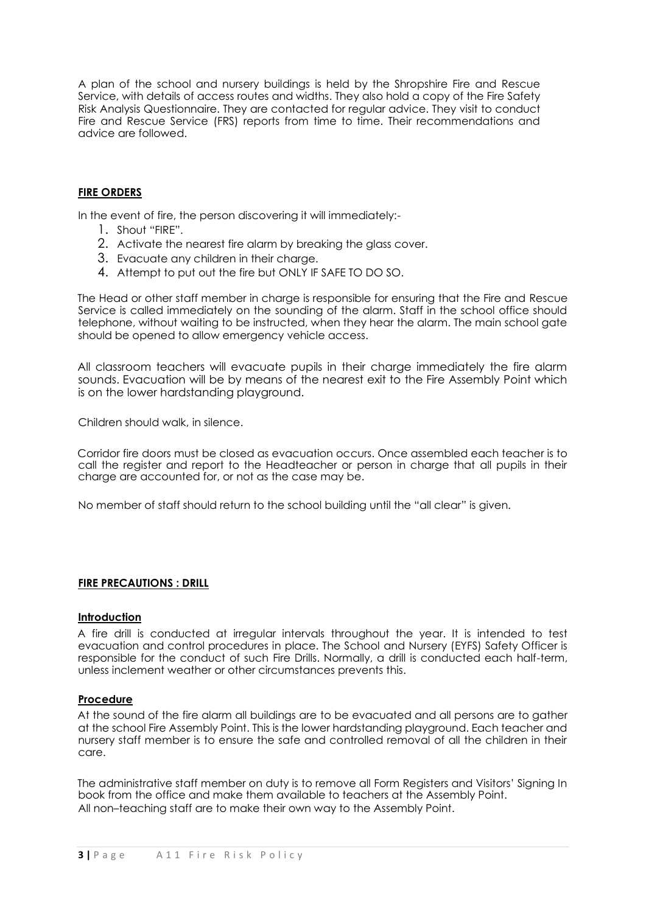A plan of the school and nursery buildings is held by the Shropshire Fire and Rescue Service, with details of access routes and widths. They also hold a copy of the Fire Safety Risk Analysis Questionnaire. They are contacted for regular advice. They visit to conduct Fire and Rescue Service (FRS) reports from time to time. Their recommendations and advice are followed.

## **FIRE ORDERS**

In the event of fire, the person discovering it will immediately:-

1. Shout "FIRE".
2. Activate the nearest fire alarm by breaking the glass cover.
3. Evacuate any children in their charge.
4. Attempt to put out the fire but ONLY IF SAFE TO DO SO.

The Head or other staff member in charge is responsible for ensuring that the Fire and Rescue Service is called immediately on the sounding of the alarm. Staff in the school office should telephone, without waiting to be instructed, when they hear the alarm. The main school gate should be opened to allow emergency vehicle access.

All classroom teachers will evacuate pupils in their charge immediately the fire alarm sounds. Evacuation will be by means of the nearest exit to the Fire Assembly Point which is on the lower hardstanding playground.

Children should walk, in silence.

Corridor fire doors must be closed as evacuation occurs. Once assembled each teacher is to call the register and report to the Headteacher or person in charge that all pupils in their charge are accounted for, or not as the case may be.

No member of staff should return to the school building until the "all clear" is given.

## **FIRE PRECAUTIONS : DRILL**

### **Introduction**

A fire drill is conducted at irregular intervals throughout the year. It is intended to test evacuation and control procedures in place. The School and Nursery (EYFS) Safety Officer is responsible for the conduct of such Fire Drills. Normally, a drill is conducted each half-term, unless inclement weather or other circumstances prevents this.

### **Procedure**

At the sound of the fire alarm all buildings are to be evacuated and all persons are to gather at the school Fire Assembly Point. This is the lower hardstanding playground. Each teacher and nursery staff member is to ensure the safe and controlled removal of all the children in their care.

The administrative staff member on duty is to remove all Form Registers and Visitors' Signing In book from the office and make them available to teachers at the Assembly Point.
All non–teaching staff are to make their own way to the Assembly Point.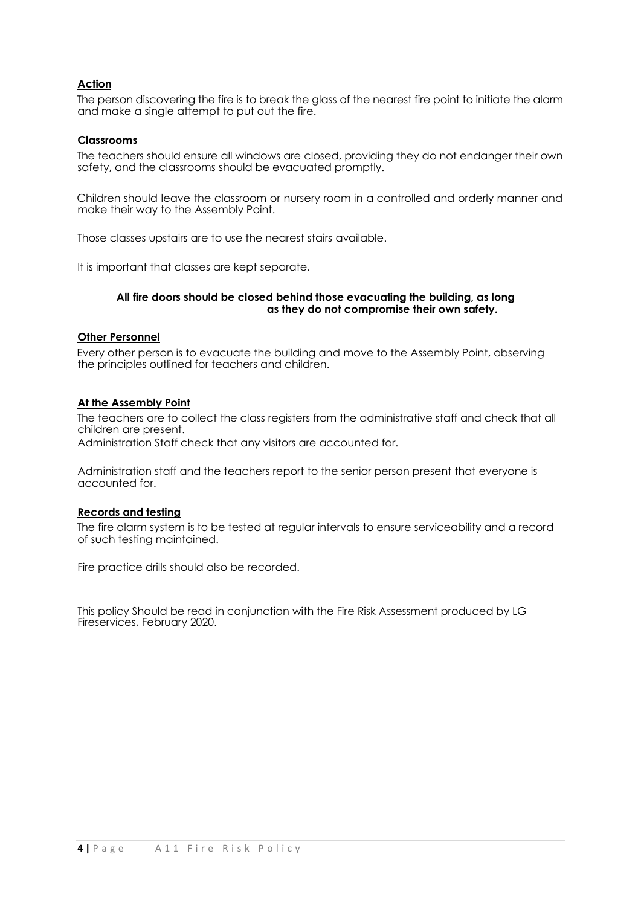**Action**

The person discovering the fire is to break the glass of the nearest fire point to initiate the alarm and make a single attempt to put out the fire.

**Classrooms**

The teachers should ensure all windows are closed, providing they do not endanger their own safety, and the classrooms should be evacuated promptly.

Children should leave the classroom or nursery room in a controlled and orderly manner and make their way to the Assembly Point.

Those classes upstairs are to use the nearest stairs available.

It is important that classes are kept separate.

**All fire doors should be closed behind those evacuating the building, as long as they do not compromise their own safety.**

**Other Personnel**

Every other person is to evacuate the building and move to the Assembly Point, observing the principles outlined for teachers and children.

**At the Assembly Point**

The teachers are to collect the class registers from the administrative staff and check that all children are present.
Administration Staff check that any visitors are accounted for.

Administration staff and the teachers report to the senior person present that everyone is accounted for.

**Records and testing**

The fire alarm system is to be tested at regular intervals to ensure serviceability and a record of such testing maintained.

Fire practice drills should also be recorded.

This policy Should be read in conjunction with the Fire Risk Assessment produced by LG Fireservices, February 2020.